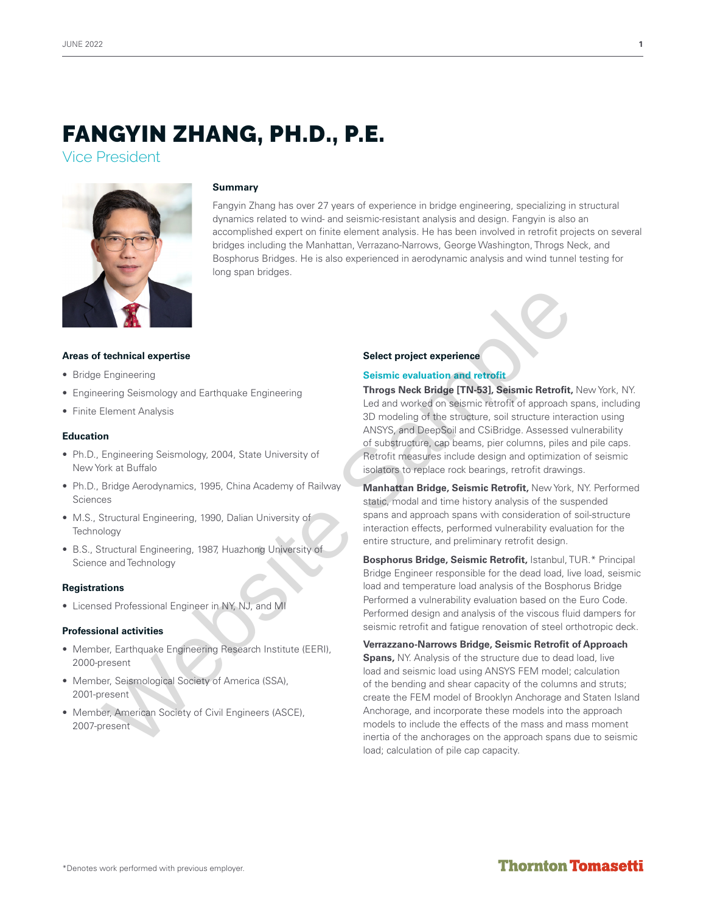# FANGYIN ZHANG, PH.D., P.E.

## Vice President

### Summary

Fangyin Zhang has over 27 years of experience in bridge engineering, specializing in structural dynamics related to wind- and seismic-resistant analysis and design. Fangyin is also an accomplished expert on finite element analysis. He has been involved in retrofit projects on several bridges including the Manhattan, Verrazano-Narrows, George Washington, Throgs Neck, and Bosphorus Bridges. He is also experienced in aerodynamic analysis and wind tunnel testing for long span bridges.

### Areas of technical expertise

- Bridge Engineering
- Engineering Seismology and Earthquake Engineering
- Finite Element Analysis

### Education

- Ph.D., Engineering Seismology, 2004, State University of New York at Buffalo
- Ph.D., Bridge Aerodynamics, 1995, China Academy of Railway Sciences
- M.S., Structural Engineering, 1990, Dalian University of Technology
- B.S., Structural Engineering, 1987, Huazhong University of Science and Technology

### Registrations

- Licensed Professional Engineer in NY, NJ, and MI

### Professional activities

- Member, Earthquake Engineering Research Institute (EERI), 2000-present
- Member, Seismological Society of America (SSA), 2001-present
- Member, American Society of Civil Engineers (ASCE), 2007-present

### Select project experience

#### Seismic evaluation and retrofit

**Throgs Neck Bridge [TN-53], Seismic Retrofit,** New York, NY. Led and worked on seismic retrofit of approach spans, including 3D modeling of the structure, soil structure interaction using ANSYS, and DeepSoil and CSiBridge. Assessed vulnerability of substructure, cap beams, pier columns, piles and pile caps. Retrofit measures include design and optimization of seismic isolators to replace rock bearings, retrofit drawings.

**Manhattan Bridge, Seismic Retrofit,** New York, NY. Performed static, modal and time history analysis of the suspended spans and approach spans with consideration of soil-structure interaction effects, performed vulnerability evaluation for the entire structure, and preliminary retrofit design.

**Bosphorus Bridge, Seismic Retrofit,** Istanbul, TUR.* Principal Bridge Engineer responsible for the dead load, live load, seismic load and temperature load analysis of the Bosphorus Bridge Performed a vulnerability evaluation based on the Euro Code. Performed design and analysis of the viscous fluid dampers for seismic retrofit and fatigue renovation of steel orthotropic deck.

**Verrazzano-Narrows Bridge, Seismic Retrofit of Approach Spans,** NY. Analysis of the structure due to dead load, live load and seismic load using ANSYS FEM model; calculation of the bending and shear capacity of the columns and struts; create the FEM model of Brooklyn Anchorage and Staten Island Anchorage, and incorporate these models into the approach models to include the effects of the mass and mass moment inertia of the anchorages on the approach spans due to seismic load; calculation of pile cap capacity.

*Denotes work performed with previous employer.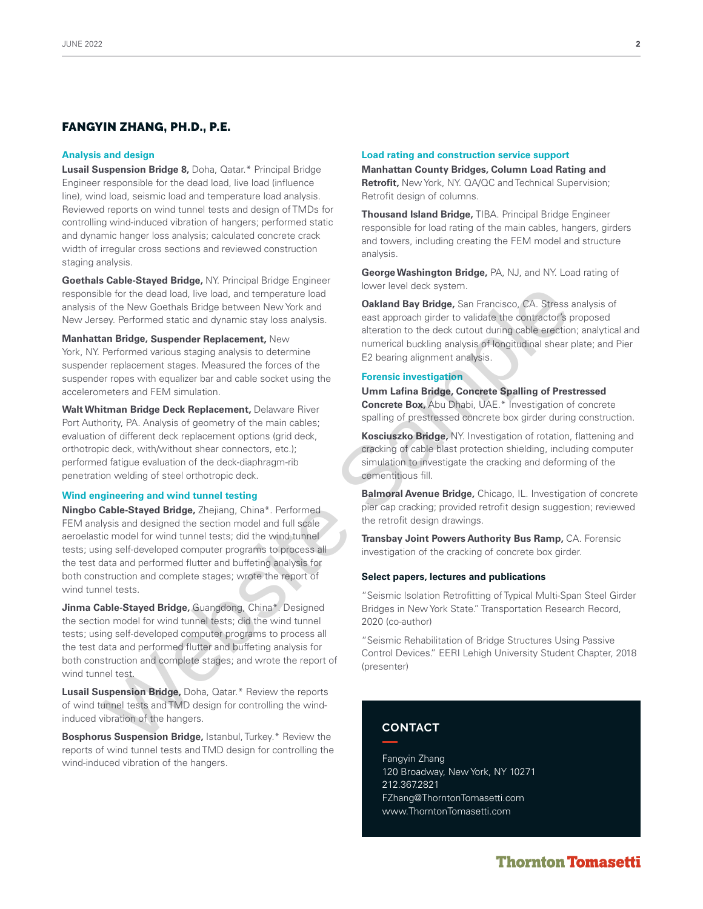# FANGYIN ZHANG, PH.D., P.E.

### Analysis and design

**Lusail Suspension Bridge 8,** Doha, Qatar.* Principal Bridge Engineer responsible for the dead load, live load (influence line), wind load, seismic load and temperature load analysis. Reviewed reports on wind tunnel tests and design of TMDs for controlling wind-induced vibration of hangers; performed static and dynamic hanger loss analysis; calculated concrete crack width of irregular cross sections and reviewed construction staging analysis.

**Goethals Cable-Stayed Bridge,** NY. Principal Bridge Engineer responsible for the dead load, live load, and temperature load analysis of the New Goethals Bridge between New York and New Jersey. Performed static and dynamic stay loss analysis.

**Manhattan Bridge, Suspender Replacement,** New York, NY. Performed various staging analysis to determine suspender replacement stages. Measured the forces of the suspender ropes with equalizer bar and cable socket using the accelerometers and FEM simulation.

**Walt Whitman Bridge Deck Replacement,** Delaware River Port Authority, PA. Analysis of geometry of the main cables; evaluation of different deck replacement options (grid deck, orthotropic deck, with/without shear connectors, etc.); performed fatigue evaluation of the deck-diaphragm-rib penetration welding of steel orthotropic deck.

### Wind engineering and wind tunnel testing

**Ningbo Cable-Stayed Bridge,** Zhejiang, China*. Performed FEM analysis and designed the section model and full scale aeroelastic model for wind tunnel tests; did the wind tunnel tests; using self-developed computer programs to process all the test data and performed flutter and buffeting analysis for both construction and complete stages; wrote the report of wind tunnel tests.

**Jinma Cable-Stayed Bridge,** Guangdong, China*. Designed the section model for wind tunnel tests; did the wind tunnel tests; using self-developed computer programs to process all the test data and performed flutter and buffeting analysis for both construction and complete stages; and wrote the report of wind tunnel test.

**Lusail Suspension Bridge,** Doha, Qatar.* Review the reports of wind tunnel tests and TMD design for controlling the wind-induced vibration of the hangers.

**Bosphorus Suspension Bridge,** Istanbul, Turkey.* Review the reports of wind tunnel tests and TMD design for controlling the wind-induced vibration of the hangers.

### Load rating and construction service support

**Manhattan County Bridges, Column Load Rating and Retrofit,** New York, NY. QA/QC and Technical Supervision; Retrofit design of columns.

**Thousand Island Bridge,** TIBA. Principal Bridge Engineer responsible for load rating of the main cables, hangers, girders and towers, including creating the FEM model and structure analysis.

**George Washington Bridge,** PA, NJ, and NY. Load rating of lower level deck system.

**Oakland Bay Bridge,** San Francisco, CA. Stress analysis of east approach girder to validate the contractor's proposed alteration to the deck cutout during cable erection; analytical and numerical buckling analysis of longitudinal shear plate; and Pier E2 bearing alignment analysis.

### Forensic investigation

**Umm Lafina Bridge, Concrete Spalling of Prestressed Concrete Box,** Abu Dhabi, UAE.* Investigation of concrete spalling of prestressed concrete box girder during construction.

**Kosciuszko Bridge,** NY. Investigation of rotation, flattening and cracking of cable blast protection shielding, including computer simulation to investigate the cracking and deforming of the cementitious fill.

**Balmoral Avenue Bridge,** Chicago, IL. Investigation of concrete pier cap cracking; provided retrofit design suggestion; reviewed the retrofit design drawings.

**Transbay Joint Powers Authority Bus Ramp,** CA. Forensic investigation of the cracking of concrete box girder.

### Select papers, lectures and publications

"Seismic Isolation Retrofitting of Typical Multi-Span Steel Girder Bridges in New York State." Transportation Research Record, 2020 (co-author)

"Seismic Rehabilitation of Bridge Structures Using Passive Control Devices." EERI Lehigh University Student Chapter, 2018 (presenter)

## CONTACT

Fangyin Zhang
120 Broadway, New York, NY 10271
212.367.2821
FZhang@ThorntonTomasetti.com
www.ThorntonTomasetti.com

Thornton Tomasetti